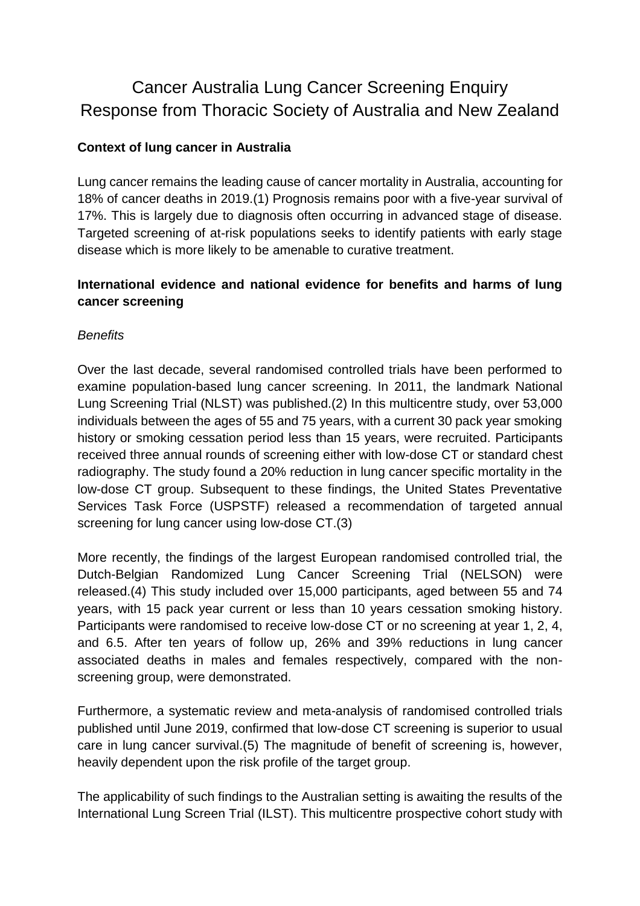# Cancer Australia Lung Cancer Screening Enquiry
# Response from Thoracic Society of Australia and New Zealand

## Context of lung cancer in Australia

Lung cancer remains the leading cause of cancer mortality in Australia, accounting for 18% of cancer deaths in 2019.(1) Prognosis remains poor with a five-year survival of 17%. This is largely due to diagnosis often occurring in advanced stage of disease. Targeted screening of at-risk populations seeks to identify patients with early stage disease which is more likely to be amenable to curative treatment.

## International evidence and national evidence for benefits and harms of lung cancer screening

*Benefits*

Over the last decade, several randomised controlled trials have been performed to examine population-based lung cancer screening. In 2011, the landmark National Lung Screening Trial (NLST) was published.(2) In this multicentre study, over 53,000 individuals between the ages of 55 and 75 years, with a current 30 pack year smoking history or smoking cessation period less than 15 years, were recruited. Participants received three annual rounds of screening either with low-dose CT or standard chest radiography. The study found a 20% reduction in lung cancer specific mortality in the low-dose CT group. Subsequent to these findings, the United States Preventative Services Task Force (USPSTF) released a recommendation of targeted annual screening for lung cancer using low-dose CT.(3)

More recently, the findings of the largest European randomised controlled trial, the Dutch-Belgian Randomized Lung Cancer Screening Trial (NELSON) were released.(4) This study included over 15,000 participants, aged between 55 and 74 years, with 15 pack year current or less than 10 years cessation smoking history. Participants were randomised to receive low-dose CT or no screening at year 1, 2, 4, and 6.5. After ten years of follow up, 26% and 39% reductions in lung cancer associated deaths in males and females respectively, compared with the non-screening group, were demonstrated.

Furthermore, a systematic review and meta-analysis of randomised controlled trials published until June 2019, confirmed that low-dose CT screening is superior to usual care in lung cancer survival.(5) The magnitude of benefit of screening is, however, heavily dependent upon the risk profile of the target group.

The applicability of such findings to the Australian setting is awaiting the results of the International Lung Screen Trial (ILST). This multicentre prospective cohort study with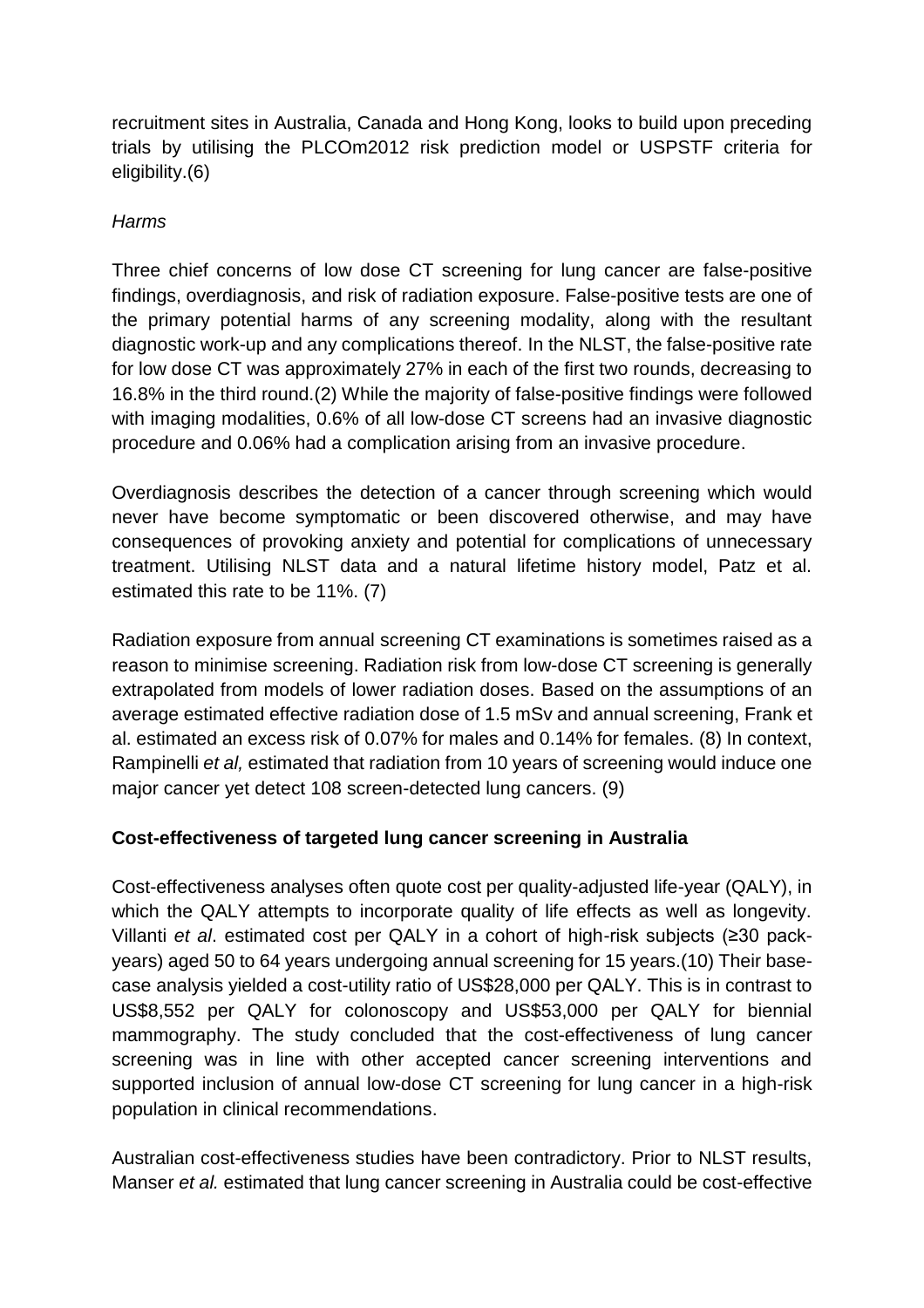recruitment sites in Australia, Canada and Hong Kong, looks to build upon preceding trials by utilising the PLCOm2012 risk prediction model or USPSTF criteria for eligibility.(6)

*Harms*

Three chief concerns of low dose CT screening for lung cancer are false-positive findings, overdiagnosis, and risk of radiation exposure. False-positive tests are one of the primary potential harms of any screening modality, along with the resultant diagnostic work-up and any complications thereof. In the NLST, the false-positive rate for low dose CT was approximately 27% in each of the first two rounds, decreasing to 16.8% in the third round.(2) While the majority of false-positive findings were followed with imaging modalities, 0.6% of all low-dose CT screens had an invasive diagnostic procedure and 0.06% had a complication arising from an invasive procedure.

Overdiagnosis describes the detection of a cancer through screening which would never have become symptomatic or been discovered otherwise, and may have consequences of provoking anxiety and potential for complications of unnecessary treatment. Utilising NLST data and a natural lifetime history model, Patz et al. estimated this rate to be 11%. (7)

Radiation exposure from annual screening CT examinations is sometimes raised as a reason to minimise screening. Radiation risk from low-dose CT screening is generally extrapolated from models of lower radiation doses. Based on the assumptions of an average estimated effective radiation dose of 1.5 mSv and annual screening, Frank et al. estimated an excess risk of 0.07% for males and 0.14% for females. (8) In context, Rampinelli *et al,* estimated that radiation from 10 years of screening would induce one major cancer yet detect 108 screen-detected lung cancers. (9)

**Cost-effectiveness of targeted lung cancer screening in Australia**

Cost-effectiveness analyses often quote cost per quality-adjusted life-year (QALY), in which the QALY attempts to incorporate quality of life effects as well as longevity. Villanti *et al*. estimated cost per QALY in a cohort of high-risk subjects (≥30 pack-years) aged 50 to 64 years undergoing annual screening for 15 years.(10) Their base-case analysis yielded a cost-utility ratio of US$28,000 per QALY. This is in contrast to US$8,552 per QALY for colonoscopy and US$53,000 per QALY for biennial mammography. The study concluded that the cost-effectiveness of lung cancer screening was in line with other accepted cancer screening interventions and supported inclusion of annual low-dose CT screening for lung cancer in a high-risk population in clinical recommendations.

Australian cost-effectiveness studies have been contradictory. Prior to NLST results, Manser *et al.* estimated that lung cancer screening in Australia could be cost-effective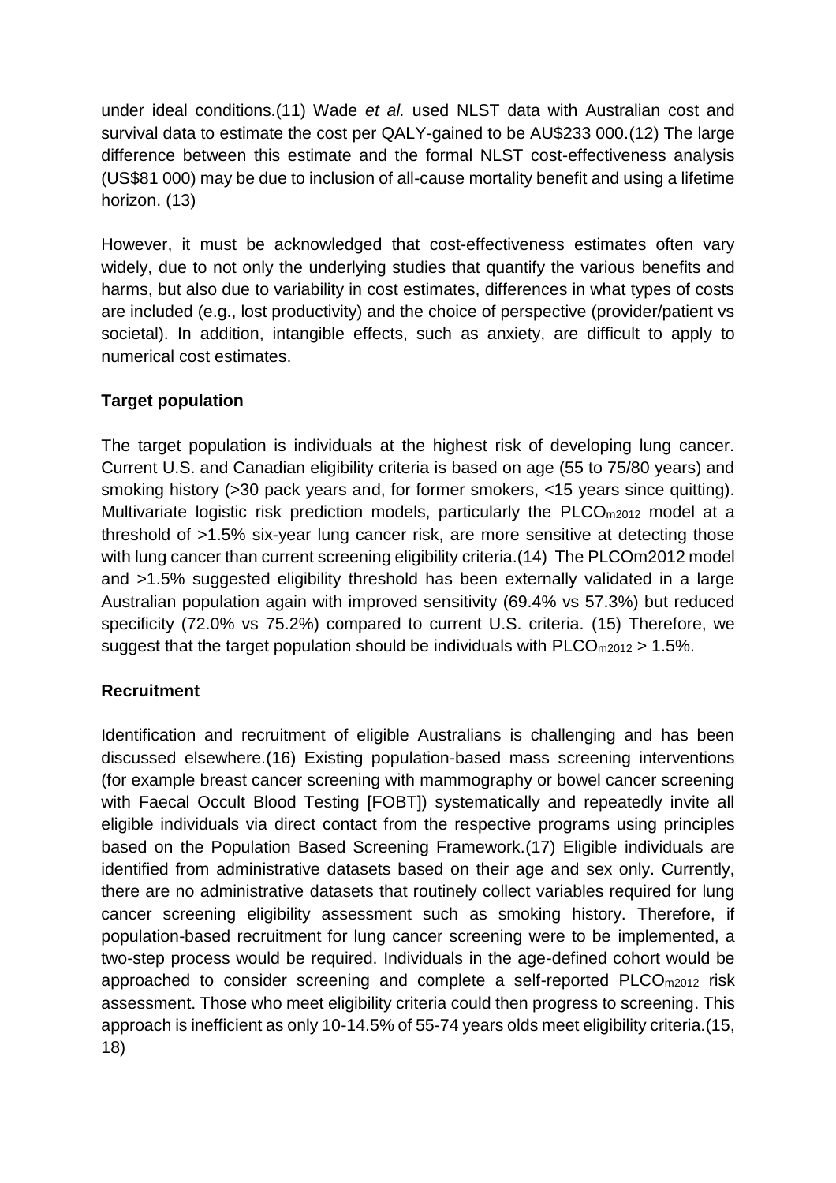under ideal conditions.(11) Wade *et al.* used NLST data with Australian cost and survival data to estimate the cost per QALY-gained to be AU$233 000.(12) The large difference between this estimate and the formal NLST cost-effectiveness analysis (US$81 000) may be due to inclusion of all-cause mortality benefit and using a lifetime horizon. (13)

However, it must be acknowledged that cost-effectiveness estimates often vary widely, due to not only the underlying studies that quantify the various benefits and harms, but also due to variability in cost estimates, differences in what types of costs are included (e.g., lost productivity) and the choice of perspective (provider/patient vs societal). In addition, intangible effects, such as anxiety, are difficult to apply to numerical cost estimates.

**Target population**

The target population is individuals at the highest risk of developing lung cancer. Current U.S. and Canadian eligibility criteria is based on age (55 to 75/80 years) and smoking history (>30 pack years and, for former smokers, <15 years since quitting). Multivariate logistic risk prediction models, particularly the $PLCO_{m2012}$ model at a threshold of >1.5% six-year lung cancer risk, are more sensitive at detecting those with lung cancer than current screening eligibility criteria.(14) The PLCOm2012 model and >1.5% suggested eligibility threshold has been externally validated in a large Australian population again with improved sensitivity (69.4% vs 57.3%) but reduced specificity (72.0% vs 75.2%) compared to current U.S. criteria. (15) Therefore, we suggest that the target population should be individuals with $PLCO_{m2012}$ > 1.5%.

**Recruitment**

Identification and recruitment of eligible Australians is challenging and has been discussed elsewhere.(16) Existing population-based mass screening interventions (for example breast cancer screening with mammography or bowel cancer screening with Faecal Occult Blood Testing [FOBT]) systematically and repeatedly invite all eligible individuals via direct contact from the respective programs using principles based on the Population Based Screening Framework.(17) Eligible individuals are identified from administrative datasets based on their age and sex only. Currently, there are no administrative datasets that routinely collect variables required for lung cancer screening eligibility assessment such as smoking history. Therefore, if population-based recruitment for lung cancer screening were to be implemented, a two-step process would be required. Individuals in the age-defined cohort would be approached to consider screening and complete a self-reported $PLCO_{m2012}$ risk assessment. Those who meet eligibility criteria could then progress to screening. This approach is inefficient as only 10-14.5% of 55-74 years olds meet eligibility criteria.(15, 18)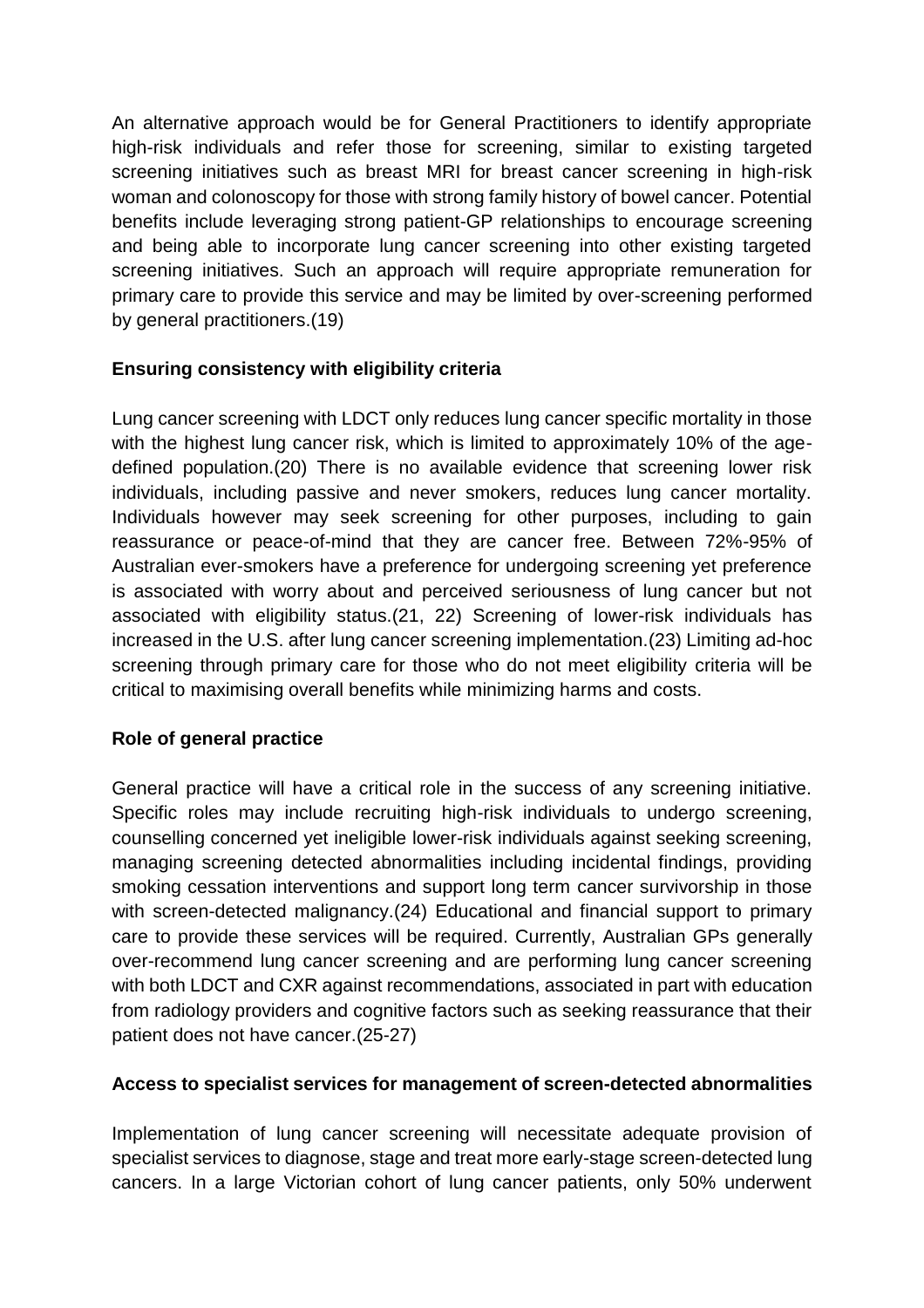An alternative approach would be for General Practitioners to identify appropriate high-risk individuals and refer those for screening, similar to existing targeted screening initiatives such as breast MRI for breast cancer screening in high-risk woman and colonoscopy for those with strong family history of bowel cancer. Potential benefits include leveraging strong patient-GP relationships to encourage screening and being able to incorporate lung cancer screening into other existing targeted screening initiatives. Such an approach will require appropriate remuneration for primary care to provide this service and may be limited by over-screening performed by general practitioners.(19)

**Ensuring consistency with eligibility criteria**

Lung cancer screening with LDCT only reduces lung cancer specific mortality in those with the highest lung cancer risk, which is limited to approximately 10% of the age-defined population.(20) There is no available evidence that screening lower risk individuals, including passive and never smokers, reduces lung cancer mortality. Individuals however may seek screening for other purposes, including to gain reassurance or peace-of-mind that they are cancer free. Between 72%-95% of Australian ever-smokers have a preference for undergoing screening yet preference is associated with worry about and perceived seriousness of lung cancer but not associated with eligibility status.(21, 22) Screening of lower-risk individuals has increased in the U.S. after lung cancer screening implementation.(23) Limiting ad-hoc screening through primary care for those who do not meet eligibility criteria will be critical to maximising overall benefits while minimizing harms and costs.

**Role of general practice**

General practice will have a critical role in the success of any screening initiative. Specific roles may include recruiting high-risk individuals to undergo screening, counselling concerned yet ineligible lower-risk individuals against seeking screening, managing screening detected abnormalities including incidental findings, providing smoking cessation interventions and support long term cancer survivorship in those with screen-detected malignancy.(24) Educational and financial support to primary care to provide these services will be required. Currently, Australian GPs generally over-recommend lung cancer screening and are performing lung cancer screening with both LDCT and CXR against recommendations, associated in part with education from radiology providers and cognitive factors such as seeking reassurance that their patient does not have cancer.(25-27)

**Access to specialist services for management of screen-detected abnormalities**

Implementation of lung cancer screening will necessitate adequate provision of specialist services to diagnose, stage and treat more early-stage screen-detected lung cancers. In a large Victorian cohort of lung cancer patients, only 50% underwent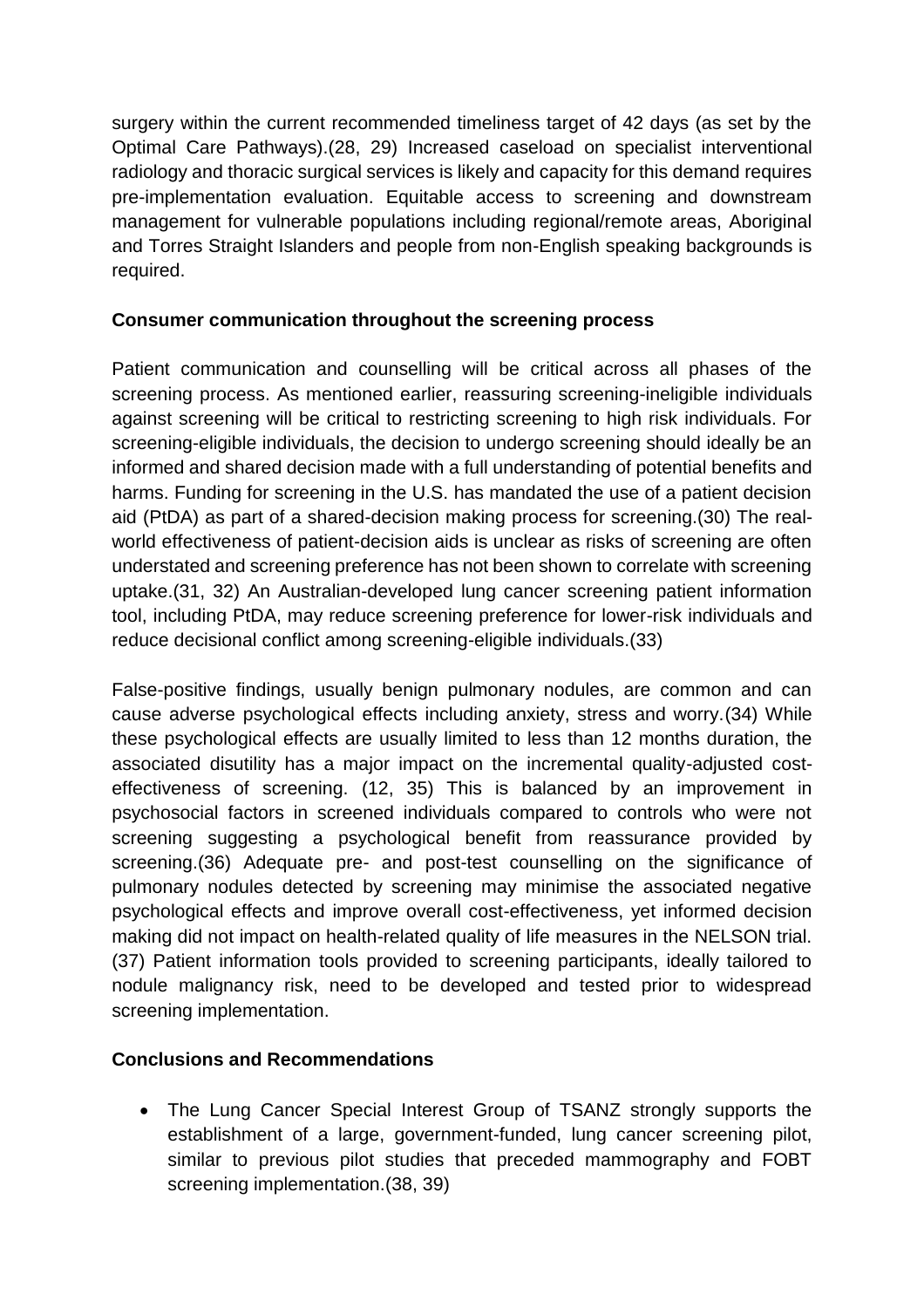surgery within the current recommended timeliness target of 42 days (as set by the Optimal Care Pathways).(28, 29) Increased caseload on specialist interventional radiology and thoracic surgical services is likely and capacity for this demand requires pre-implementation evaluation. Equitable access to screening and downstream management for vulnerable populations including regional/remote areas, Aboriginal and Torres Straight Islanders and people from non-English speaking backgrounds is required.

**Consumer communication throughout the screening process**

Patient communication and counselling will be critical across all phases of the screening process. As mentioned earlier, reassuring screening-ineligible individuals against screening will be critical to restricting screening to high risk individuals. For screening-eligible individuals, the decision to undergo screening should ideally be an informed and shared decision made with a full understanding of potential benefits and harms. Funding for screening in the U.S. has mandated the use of a patient decision aid (PtDA) as part of a shared-decision making process for screening.(30) The real-world effectiveness of patient-decision aids is unclear as risks of screening are often understated and screening preference has not been shown to correlate with screening uptake.(31, 32) An Australian-developed lung cancer screening patient information tool, including PtDA, may reduce screening preference for lower-risk individuals and reduce decisional conflict among screening-eligible individuals.(33)

False-positive findings, usually benign pulmonary nodules, are common and can cause adverse psychological effects including anxiety, stress and worry.(34) While these psychological effects are usually limited to less than 12 months duration, the associated disutility has a major impact on the incremental quality-adjusted cost-effectiveness of screening. (12, 35) This is balanced by an improvement in psychosocial factors in screened individuals compared to controls who were not screening suggesting a psychological benefit from reassurance provided by screening.(36) Adequate pre- and post-test counselling on the significance of pulmonary nodules detected by screening may minimise the associated negative psychological effects and improve overall cost-effectiveness, yet informed decision making did not impact on health-related quality of life measures in the NELSON trial. (37) Patient information tools provided to screening participants, ideally tailored to nodule malignancy risk, need to be developed and tested prior to widespread screening implementation.

**Conclusions and Recommendations**

- The Lung Cancer Special Interest Group of TSANZ strongly supports the establishment of a large, government-funded, lung cancer screening pilot, similar to previous pilot studies that preceded mammography and FOBT screening implementation.(38, 39)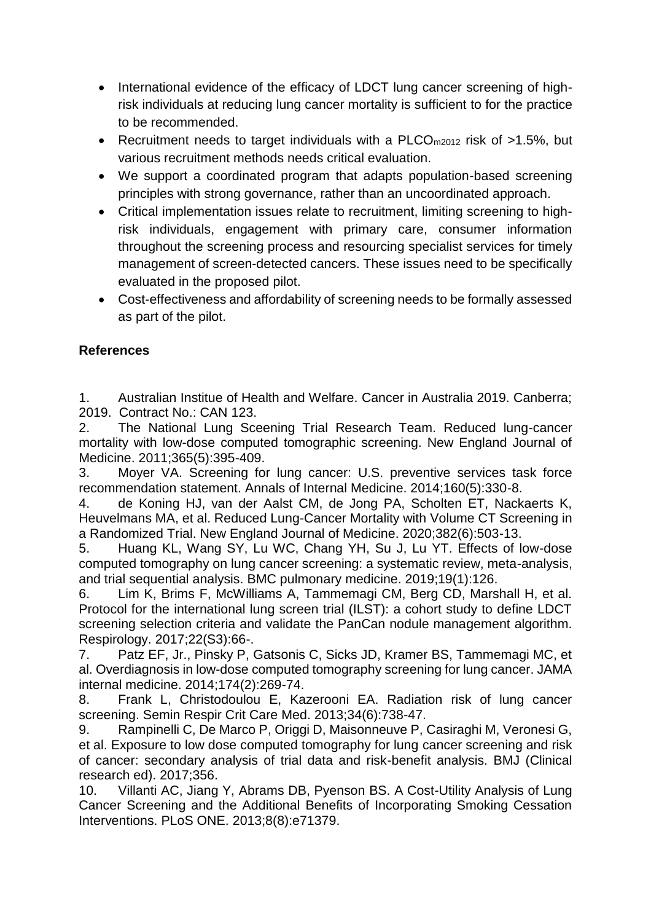- International evidence of the efficacy of LDCT lung cancer screening of high-risk individuals at reducing lung cancer mortality is sufficient to for the practice to be recommended.
- Recruitment needs to target individuals with a $PLCO_{m2012}$ risk of >1.5%, but various recruitment methods needs critical evaluation.
- We support a coordinated program that adapts population-based screening principles with strong governance, rather than an uncoordinated approach.
- Critical implementation issues relate to recruitment, limiting screening to high-risk individuals, engagement with primary care, consumer information throughout the screening process and resourcing specialist services for timely management of screen-detected cancers. These issues need to be specifically evaluated in the proposed pilot.
- Cost-effectiveness and affordability of screening needs to be formally assessed as part of the pilot.

**References**

1. Australian Institue of Health and Welfare. Cancer in Australia 2019. Canberra; 2019. Contract No.: CAN 123.
2. The National Lung Sceening Trial Research Team. Reduced lung-cancer mortality with low-dose computed tomographic screening. New England Journal of Medicine. 2011;365(5):395-409.
3. Moyer VA. Screening for lung cancer: U.S. preventive services task force recommendation statement. Annals of Internal Medicine. 2014;160(5):330-8.
4. de Koning HJ, van der Aalst CM, de Jong PA, Scholten ET, Nackaerts K, Heuvelmans MA, et al. Reduced Lung-Cancer Mortality with Volume CT Screening in a Randomized Trial. New England Journal of Medicine. 2020;382(6):503-13.
5. Huang KL, Wang SY, Lu WC, Chang YH, Su J, Lu YT. Effects of low-dose computed tomography on lung cancer screening: a systematic review, meta-analysis, and trial sequential analysis. BMC pulmonary medicine. 2019;19(1):126.
6. Lim K, Brims F, McWilliams A, Tammemagi CM, Berg CD, Marshall H, et al. Protocol for the international lung screen trial (ILST): a cohort study to define LDCT screening selection criteria and validate the PanCan nodule management algorithm. Respirology. 2017;22(S3):66-.
7. Patz EF, Jr., Pinsky P, Gatsonis C, Sicks JD, Kramer BS, Tammemagi MC, et al. Overdiagnosis in low-dose computed tomography screening for lung cancer. JAMA internal medicine. 2014;174(2):269-74.
8. Frank L, Christodoulou E, Kazerooni EA. Radiation risk of lung cancer screening. Semin Respir Crit Care Med. 2013;34(6):738-47.
9. Rampinelli C, De Marco P, Origgi D, Maisonneuve P, Casiraghi M, Veronesi G, et al. Exposure to low dose computed tomography for lung cancer screening and risk of cancer: secondary analysis of trial data and risk-benefit analysis. BMJ (Clinical research ed). 2017;356.
10. Villanti AC, Jiang Y, Abrams DB, Pyenson BS. A Cost-Utility Analysis of Lung Cancer Screening and the Additional Benefits of Incorporating Smoking Cessation Interventions. PLoS ONE. 2013;8(8):e71379.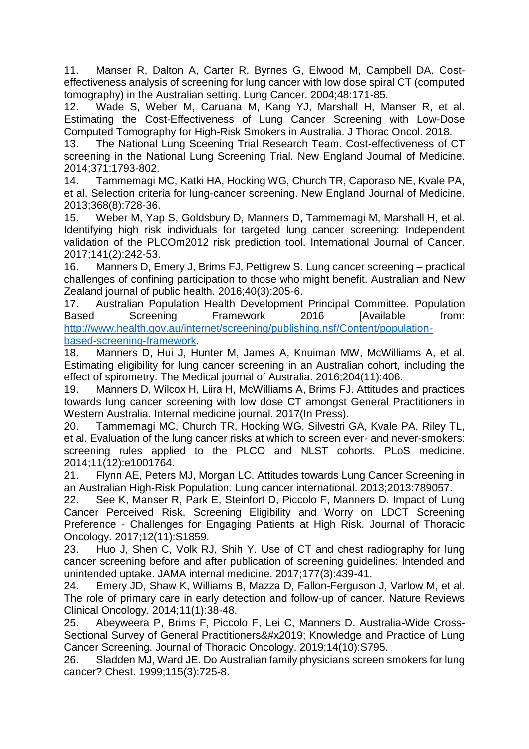11. Manser R, Dalton A, Carter R, Byrnes G, Elwood M, Campbell DA. Cost-effectiveness analysis of screening for lung cancer with low dose spiral CT (computed tomography) in the Australian setting. Lung Cancer. 2004;48:171-85.
12. Wade S, Weber M, Caruana M, Kang YJ, Marshall H, Manser R, et al. Estimating the Cost-Effectiveness of Lung Cancer Screening with Low-Dose Computed Tomography for High-Risk Smokers in Australia. J Thorac Oncol. 2018.
13. The National Lung Sceening Trial Research Team. Cost-effectiveness of CT screening in the National Lung Screening Trial. New England Journal of Medicine. 2014;371:1793-802.
14. Tammemagi MC, Katki HA, Hocking WG, Church TR, Caporaso NE, Kvale PA, et al. Selection criteria for lung-cancer screening. New England Journal of Medicine. 2013;368(8):728-36.
15. Weber M, Yap S, Goldsbury D, Manners D, Tammemagi M, Marshall H, et al. Identifying high risk individuals for targeted lung cancer screening: Independent validation of the PLCOm2012 risk prediction tool. International Journal of Cancer. 2017;141(2):242-53.
16. Manners D, Emery J, Brims FJ, Pettigrew S. Lung cancer screening – practical challenges of confining participation to those who might benefit. Australian and New Zealand journal of public health. 2016;40(3):205-6.
17. Australian Population Health Development Principal Committee. Population Based Screening Framework 2016 [Available from: http://www.health.gov.au/internet/screening/publishing.nsf/Content/population-based-screening-framework.
18. Manners D, Hui J, Hunter M, James A, Knuiman MW, McWilliams A, et al. Estimating eligibility for lung cancer screening in an Australian cohort, including the effect of spirometry. The Medical journal of Australia. 2016;204(11):406.
19. Manners D, Wilcox H, Liira H, McWilliams A, Brims FJ. Attitudes and practices towards lung cancer screening with low dose CT amongst General Practitioners in Western Australia. Internal medicine journal. 2017(In Press).
20. Tammemagi MC, Church TR, Hocking WG, Silvestri GA, Kvale PA, Riley TL, et al. Evaluation of the lung cancer risks at which to screen ever- and never-smokers: screening rules applied to the PLCO and NLST cohorts. PLoS medicine. 2014;11(12):e1001764.
21. Flynn AE, Peters MJ, Morgan LC. Attitudes towards Lung Cancer Screening in an Australian High-Risk Population. Lung cancer international. 2013;2013:789057.
22. See K, Manser R, Park E, Steinfort D, Piccolo F, Manners D. Impact of Lung Cancer Perceived Risk, Screening Eligibility and Worry on LDCT Screening Preference - Challenges for Engaging Patients at High Risk. Journal of Thoracic Oncology. 2017;12(11):S1859.
23. Huo J, Shen C, Volk RJ, Shih Y. Use of CT and chest radiography for lung cancer screening before and after publication of screening guidelines: Intended and unintended uptake. JAMA internal medicine. 2017;177(3):439-41.
24. Emery JD, Shaw K, Williams B, Mazza D, Fallon-Ferguson J, Varlow M, et al. The role of primary care in early detection and follow-up of cancer. Nature Reviews Clinical Oncology. 2014;11(1):38-48.
25. Abeyweera P, Brims F, Piccolo F, Lei C, Manners D. Australia-Wide Cross-Sectional Survey of General Practitioners&#x2019; Knowledge and Practice of Lung Cancer Screening. Journal of Thoracic Oncology. 2019;14(10):S795.
26. Sladden MJ, Ward JE. Do Australian family physicians screen smokers for lung cancer? Chest. 1999;115(3):725-8.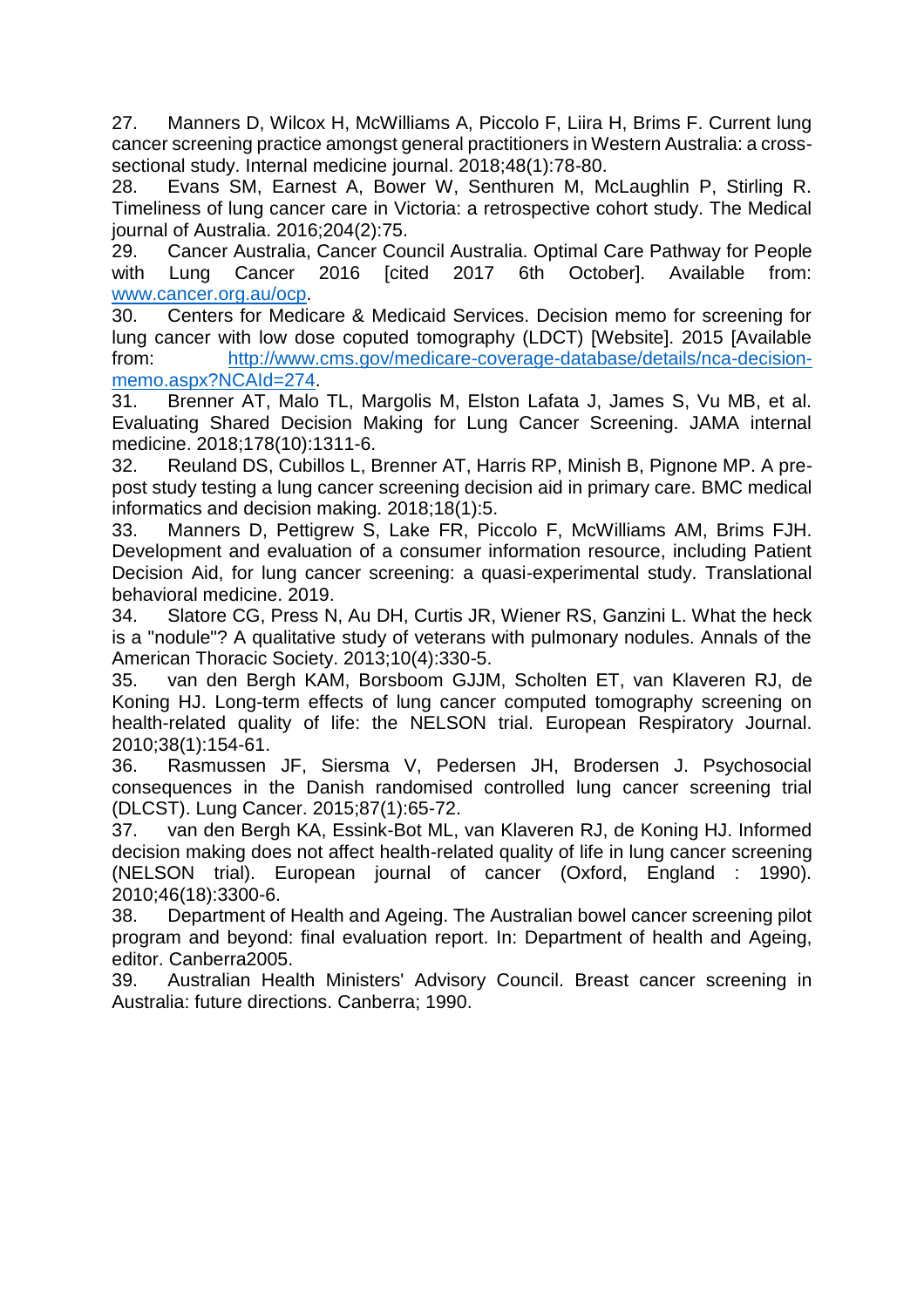27. Manners D, Wilcox H, McWilliams A, Piccolo F, Liira H, Brims F. Current lung cancer screening practice amongst general practitioners in Western Australia: a cross-sectional study. Internal medicine journal. 2018;48(1):78-80.
28. Evans SM, Earnest A, Bower W, Senthuren M, McLaughlin P, Stirling R. Timeliness of lung cancer care in Victoria: a retrospective cohort study. The Medical journal of Australia. 2016;204(2):75.
29. Cancer Australia, Cancer Council Australia. Optimal Care Pathway for People with Lung Cancer 2016 [cited 2017 6th October]. Available from: www.cancer.org.au/ocp.
30. Centers for Medicare & Medicaid Services. Decision memo for screening for lung cancer with low dose coputed tomography (LDCT) [Website]. 2015 [Available from: http://www.cms.gov/medicare-coverage-database/details/nca-decision-memo.aspx?NCAId=274.
31. Brenner AT, Malo TL, Margolis M, Elston Lafata J, James S, Vu MB, et al. Evaluating Shared Decision Making for Lung Cancer Screening. JAMA internal medicine. 2018;178(10):1311-6.
32. Reuland DS, Cubillos L, Brenner AT, Harris RP, Minish B, Pignone MP. A pre-post study testing a lung cancer screening decision aid in primary care. BMC medical informatics and decision making. 2018;18(1):5.
33. Manners D, Pettigrew S, Lake FR, Piccolo F, McWilliams AM, Brims FJH. Development and evaluation of a consumer information resource, including Patient Decision Aid, for lung cancer screening: a quasi-experimental study. Translational behavioral medicine. 2019.
34. Slatore CG, Press N, Au DH, Curtis JR, Wiener RS, Ganzini L. What the heck is a "nodule"? A qualitative study of veterans with pulmonary nodules. Annals of the American Thoracic Society. 2013;10(4):330-5.
35. van den Bergh KAM, Borsboom GJJM, Scholten ET, van Klaveren RJ, de Koning HJ. Long-term effects of lung cancer computed tomography screening on health-related quality of life: the NELSON trial. European Respiratory Journal. 2010;38(1):154-61.
36. Rasmussen JF, Siersma V, Pedersen JH, Brodersen J. Psychosocial consequences in the Danish randomised controlled lung cancer screening trial (DLCST). Lung Cancer. 2015;87(1):65-72.
37. van den Bergh KA, Essink-Bot ML, van Klaveren RJ, de Koning HJ. Informed decision making does not affect health-related quality of life in lung cancer screening (NELSON trial). European journal of cancer (Oxford, England : 1990). 2010;46(18):3300-6.
38. Department of Health and Ageing. The Australian bowel cancer screening pilot program and beyond: final evaluation report. In: Department of health and Ageing, editor. Canberra2005.
39. Australian Health Ministers' Advisory Council. Breast cancer screening in Australia: future directions. Canberra; 1990.